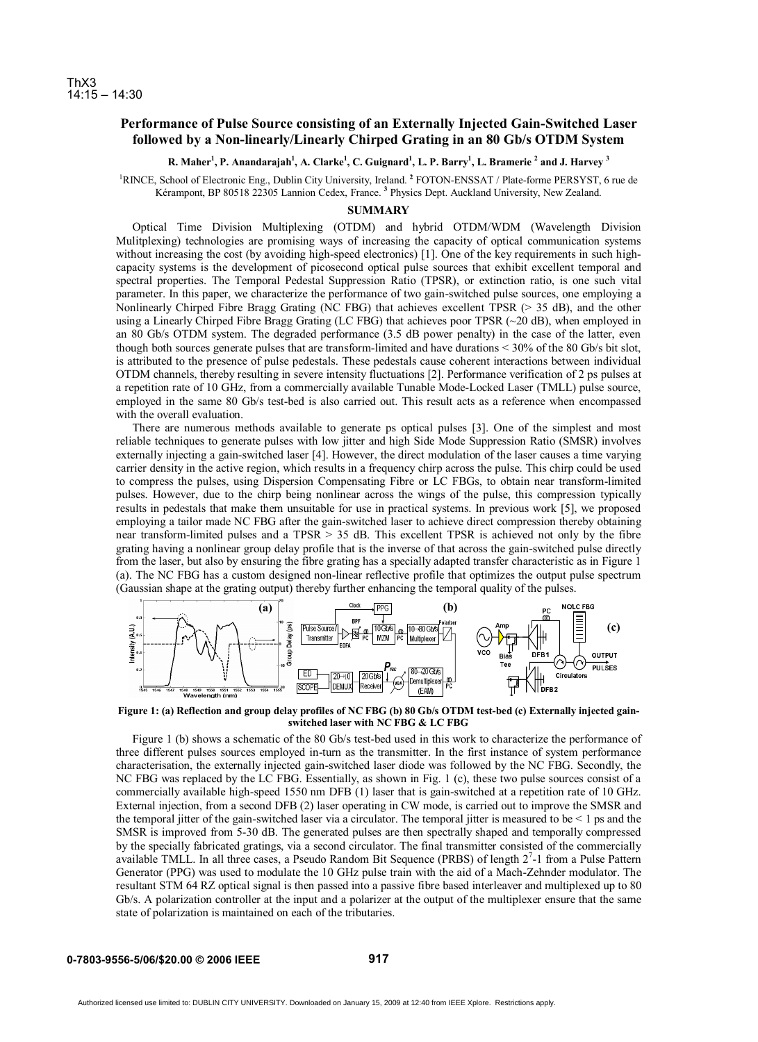ThX3
14:15 – 14:30

# Performance of Pulse Source consisting of an Externally Injected Gain-Switched Laser followed by a Non-linearly/Linearly Chirped Grating in an 80 Gb/s OTDM System

**R. Maher[1], P. Anandarajah[1], A. Clarke[1], C. Guignard[1], L. P. Barry[1], L. Bramerie[2] and J. Harvey[3]**

[1]RINCE, School of Electronic Eng., Dublin City University, Ireland. [2] FOTON-ENSSAT / Plate-forme PERSYST, 6 rue de Kérampont, BP 80518 22305 Lannion Cedex, France. [3] Physics Dept. Auckland University, New Zealand.

## SUMMARY

Optical Time Division Multiplexing (OTDM) and hybrid OTDM/WDM (Wavelength Division Mulitplexing) technologies are promising ways of increasing the capacity of optical communication systems without increasing the cost (by avoiding high-speed electronics) [1]. One of the key requirements in such high-capacity systems is the development of picosecond optical pulse sources that exhibit excellent temporal and spectral properties. The Temporal Pedestal Suppression Ratio (TPSR), or extinction ratio, is one such vital parameter. In this paper, we characterize the performance of two gain-switched pulse sources, one employing a Nonlinearly Chirped Fibre Bragg Grating (NC FBG) that achieves excellent TPSR (> 35 dB), and the other using a Linearly Chirped Fibre Bragg Grating (LC FBG) that achieves poor TPSR (~20 dB), when employed in an 80 Gb/s OTDM system. The degraded performance (3.5 dB power penalty) in the case of the latter, even though both sources generate pulses that are transform-limited and have durations < 30% of the 80 Gb/s bit slot, is attributed to the presence of pulse pedestals. These pedestals cause coherent interactions between individual OTDM channels, thereby resulting in severe intensity fluctuations [2]. Performance verification of 2 ps pulses at a repetition rate of 10 GHz, from a commercially available Tunable Mode-Locked Laser (TMLL) pulse source, employed in the same 80 Gb/s test-bed is also carried out. This result acts as a reference when encompassed with the overall evaluation.

There are numerous methods available to generate ps optical pulses [3]. One of the simplest and most reliable techniques to generate pulses with low jitter and high Side Mode Suppression Ratio (SMSR) involves externally injecting a gain-switched laser [4]. However, the direct modulation of the laser causes a time varying carrier density in the active region, which results in a frequency chirp across the pulse. This chirp could be used to compress the pulses, using Dispersion Compensating Fibre or LC FBGs, to obtain near transform-limited pulses. However, due to the chirp being nonlinear across the wings of the pulse, this compression typically results in pedestals that make them unsuitable for use in practical systems. In previous work [5], we proposed employing a tailor made NC FBG after the gain-switched laser to achieve direct compression thereby obtaining near transform-limited pulses and a TPSR > 35 dB. This excellent TPSR is achieved not only by the fibre grating having a nonlinear group delay profile that is the inverse of that across the gain-switched pulse directly from the laser, but also by ensuring the fibre grating has a specially adapted transfer characteristic as in Figure 1 (a). The NC FBG has a custom designed non-linear reflective profile that optimizes the output pulse spectrum (Gaussian shape at the grating output) thereby further enhancing the temporal quality of the pulses.

**Figure 1: (a) Reflection and group delay profiles of NC FBG (b) 80 Gb/s OTDM test-bed (c) Externally injected gain-switched laser with NC FBG & LC FBG**

Figure 1 (b) shows a schematic of the 80 Gb/s test-bed used in this work to characterize the performance of three different pulses sources employed in-turn as the transmitter. In the first instance of system performance characterisation, the externally injected gain-switched laser diode was followed by the NC FBG. Secondly, the NC FBG was replaced by the LC FBG. Essentially, as shown in Fig. 1 (c), these two pulse sources consist of a commercially available high-speed 1550 nm DFB (1) laser that is gain-switched at a repetition rate of 10 GHz. External injection, from a second DFB (2) laser operating in CW mode, is carried out to improve the SMSR and the temporal jitter of the gain-switched laser via a circulator. The temporal jitter is measured to be < 1 ps and the SMSR is improved from 5-30 dB. The generated pulses are then spectrally shaped and temporally compressed by the specially fabricated gratings, via a second circulator. The final transmitter consisted of the commercially available TMLL. In all three cases, a Pseudo Random Bit Sequence (PRBS) of length $2^7$-1 from a Pulse Pattern Generator (PPG) was used to modulate the 10 GHz pulse train with the aid of a Mach-Zehnder modulator. The resultant STM 64 RZ optical signal is then passed into a passive fibre based interleaver and multiplexed up to 80 Gb/s. A polarization controller at the input and a polarizer at the output of the multiplexer ensure that the same state of polarization is maintained on each of the tributaries.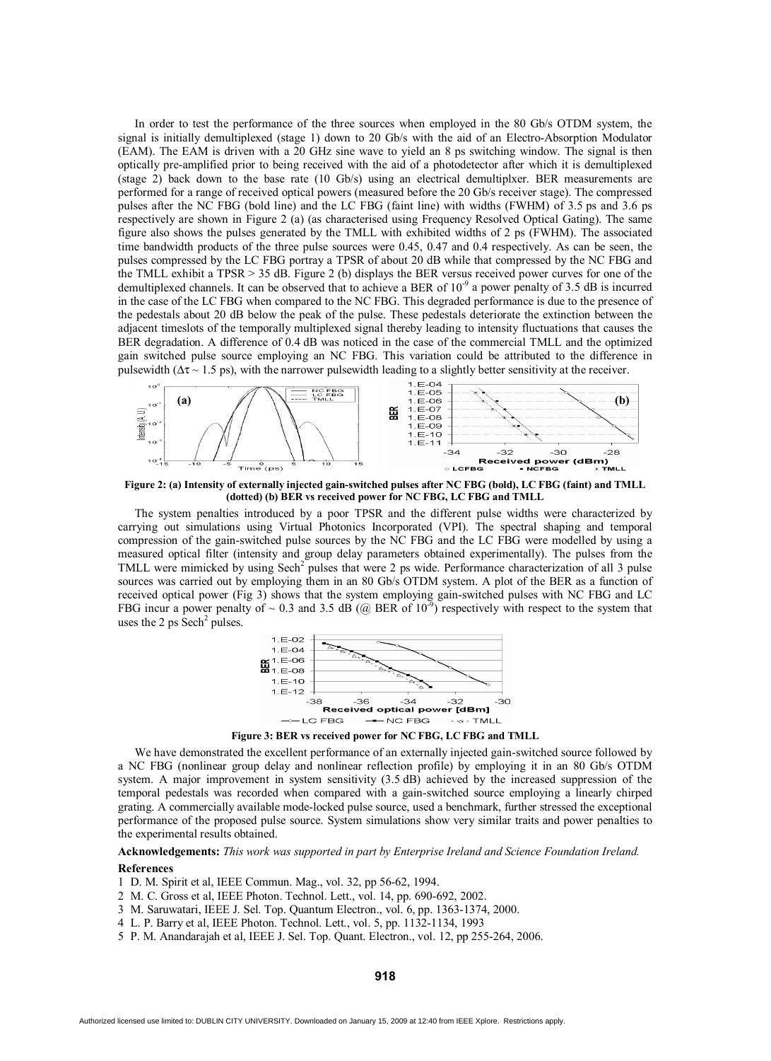In order to test the performance of the three sources when employed in the 80 Gb/s OTDM system, the signal is initially demultiplexed (stage 1) down to 20 Gb/s with the aid of an Electro-Absorption Modulator (EAM). The EAM is driven with a 20 GHz sine wave to yield an 8 ps switching window. The signal is then optically pre-amplified prior to being received with the aid of a photodetector after which it is demultiplexed (stage 2) back down to the base rate (10 Gb/s) using an electrical demultiplxer. BER measurements are performed for a range of received optical powers (measured before the 20 Gb/s receiver stage). The compressed pulses after the NC FBG (bold line) and the LC FBG (faint line) with widths (FWHM) of 3.5 ps and 3.6 ps respectively are shown in Figure 2 (a) (as characterised using Frequency Resolved Optical Gating). The same figure also shows the pulses generated by the TMLL with exhibited widths of 2 ps (FWHM). The associated time bandwidth products of the three pulse sources were 0.45, 0.47 and 0.4 respectively. As can be seen, the pulses compressed by the LC FBG portray a TPSR of about 20 dB while that compressed by the NC FBG and the TMLL exhibit a TPSR > 35 dB. Figure 2 (b) displays the BER versus received power curves for one of the demultiplexed channels. It can be observed that to achieve a BER of $10^{-9}$ a power penalty of 3.5 dB is incurred in the case of the LC FBG when compared to the NC FBG. This degraded performance is due to the presence of the pedestals about 20 dB below the peak of the pulse. These pedestals deteriorate the extinction between the adjacent timeslots of the temporally multiplexed signal thereby leading to intensity fluctuations that causes the BER degradation. A difference of 0.4 dB was noticed in the case of the commercial TMLL and the optimized gain switched pulse source employing an NC FBG. This variation could be attributed to the difference in pulsewidth ($\Delta\tau \sim 1.5$ ps), with the narrower pulsewidth leading to a slightly better sensitivity at the receiver.

(a)
NC FBG
LC FBG
TMLL
Intensity (A.U.)
Time (ps)

(b)
BER
Received power (dBm)
LCFBG NCFBG TMLL

**Figure 2: (a) Intensity of externally injected gain-switched pulses after NC FBG (bold), LC FBG (faint) and TMLL (dotted) (b) BER vs received power for NC FBG, LC FBG and TMLL**

The system penalties introduced by a poor TPSR and the different pulse widths were characterized by carrying out simulations using Virtual Photonics Incorporated (VPI). The spectral shaping and temporal compression of the gain-switched pulse sources by the NC FBG and the LC FBG were modelled by using a measured optical filter (intensity and group delay parameters obtained experimentally). The pulses from the TMLL were mimicked by using $Sech^2$ pulses that were 2 ps wide. Performance characterization of all 3 pulse sources was carried out by employing them in an 80 Gb/s OTDM system. A plot of the BER as a function of received optical power (Fig 3) shows that the system employing gain-switched pulses with NC FBG and LC FBG incur a power penalty of ~ 0.3 and 3.5 dB (@ BER of $10^{-9}$) respectively with respect to the system that uses the 2 ps $Sech^2$ pulses.

BER
Received optical power [dBm]
LC FBG NC FBG TMLL

**Figure 3: BER vs received power for NC FBG, LC FBG and TMLL**

We have demonstrated the excellent performance of an externally injected gain-switched source followed by a NC FBG (nonlinear group delay and nonlinear reflection profile) by employing it in an 80 Gb/s OTDM system. A major improvement in system sensitivity (3.5 dB) achieved by the increased suppression of the temporal pedestals was recorded when compared with a gain-switched source employing a linearly chirped grating. A commercially available mode-locked pulse source, used a benchmark, further stressed the exceptional performance of the proposed pulse source. System simulations show very similar traits and power penalties to the experimental results obtained.

**Acknowledgements:** *This work was supported in part by Enterprise Ireland and Science Foundation Ireland.*

**References**

1 D. M. Spirit et al, IEEE Commun. Mag., vol. 32, pp 56-62, 1994.
2 M. C. Gross et al, IEEE Photon. Technol. Lett., vol. 14, pp. 690-692, 2002.
3 M. Saruwatari, IEEE J. Sel. Top. Quantum Electron., vol. 6, pp. 1363-1374, 2000.
4 L. P. Barry et al, IEEE Photon. Technol. Lett., vol. 5, pp. 1132-1134, 1993
5 P. M. Anandarajah et al, IEEE J. Sel. Top. Quant. Electron., vol. 12, pp 255-264, 2006.